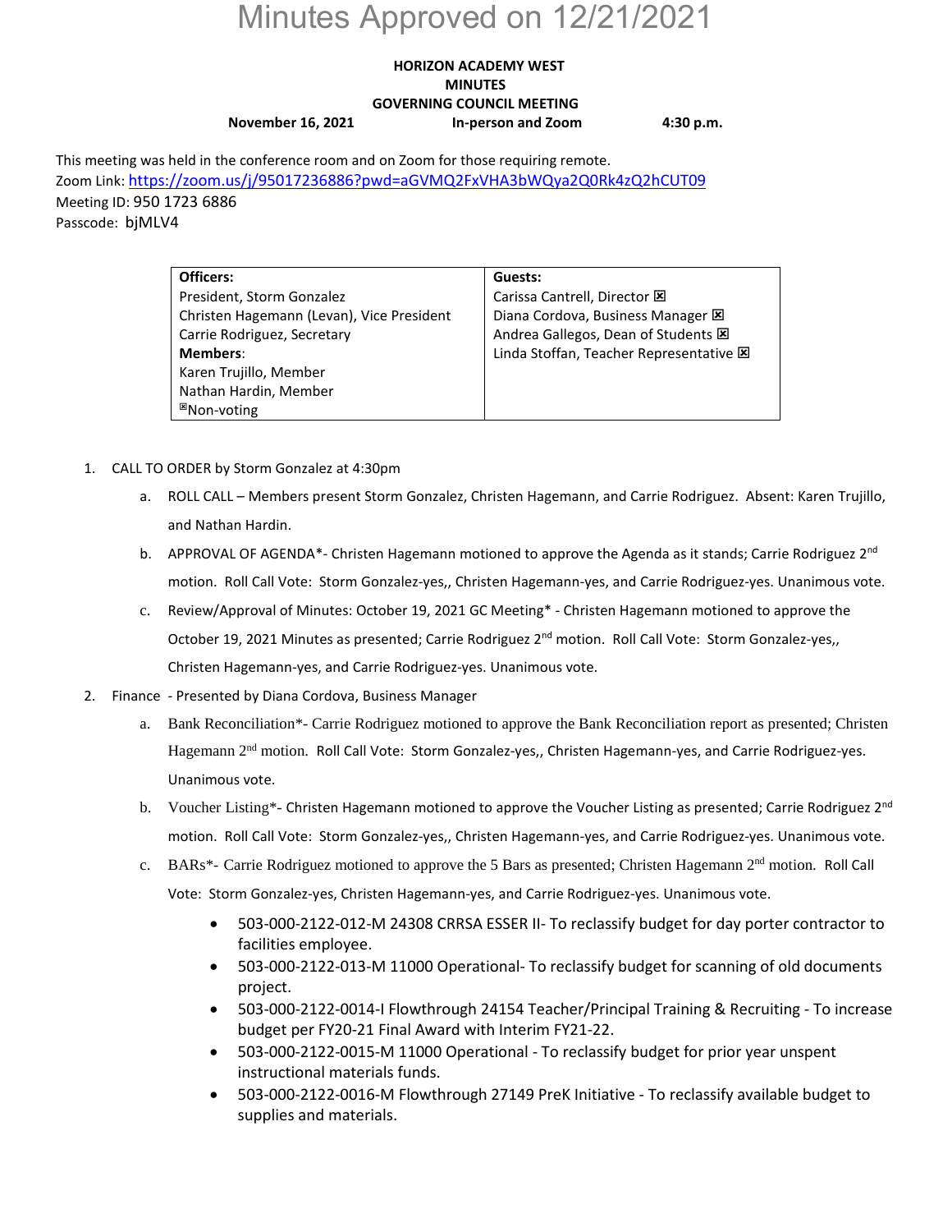# Minutes Approved on 12/21/2021

**HORIZON ACADEMY WEST**
**MINUTES**
**GOVERNING COUNCIL MEETING**

**November 16, 2021** **In-person and Zoom** **4:30 p.m.**

This meeting was held in the conference room and on Zoom for those requiring remote.
Zoom Link: https://zoom.us/j/95017236886?pwd=aGVMQ2FxVHA3bWQya2Q0Rk4zQ2hCUT09
Meeting ID: 950 1723 6886
Passcode: bjMLV4

| **Officers:** | **Guests:** |
|---|---|
| President, Storm Gonzalez | Carissa Cantrell, Director ☒ |
| Christen Hagemann (Levan), Vice President | Diana Cordova, Business Manager ☒ |
| Carrie Rodriguez, Secretary | Andrea Gallegos, Dean of Students ☒ |
| **Members**: | Linda Stoffan, Teacher Representative ☒ |
| Karen Trujillo, Member | |
| Nathan Hardin, Member | |
| ☒Non-voting | |

1. CALL TO ORDER by Storm Gonzalez at 4:30pm
   a. ROLL CALL – Members present Storm Gonzalez, Christen Hagemann, and Carrie Rodriguez. Absent: Karen Trujillo, and Nathan Hardin.
   b. APPROVAL OF AGENDA*- Christen Hagemann motioned to approve the Agenda as it stands; Carrie Rodriguez 2nd motion. Roll Call Vote: Storm Gonzalez-yes,, Christen Hagemann-yes, and Carrie Rodriguez-yes. Unanimous vote.
   c. Review/Approval of Minutes: October 19, 2021 GC Meeting* - Christen Hagemann motioned to approve the October 19, 2021 Minutes as presented; Carrie Rodriguez 2nd motion. Roll Call Vote: Storm Gonzalez-yes,, Christen Hagemann-yes, and Carrie Rodriguez-yes. Unanimous vote.
2. Finance - Presented by Diana Cordova, Business Manager
   a. Bank Reconciliation*- Carrie Rodriguez motioned to approve the Bank Reconciliation report as presented; Christen Hagemann 2nd motion. Roll Call Vote: Storm Gonzalez-yes,, Christen Hagemann-yes, and Carrie Rodriguez-yes. Unanimous vote.
   b. Voucher Listing*- Christen Hagemann motioned to approve the Voucher Listing as presented; Carrie Rodriguez 2nd motion. Roll Call Vote: Storm Gonzalez-yes,, Christen Hagemann-yes, and Carrie Rodriguez-yes. Unanimous vote.
   c. BARs*- Carrie Rodriguez motioned to approve the 5 Bars as presented; Christen Hagemann 2nd motion. Roll Call Vote: Storm Gonzalez-yes, Christen Hagemann-yes, and Carrie Rodriguez-yes. Unanimous vote.
      - 503-000-2122-012-M 24308 CRRSA ESSER II- To reclassify budget for day porter contractor to facilities employee.
      - 503-000-2122-013-M 11000 Operational- To reclassify budget for scanning of old documents project.
      - 503-000-2122-0014-I Flowthrough 24154 Teacher/Principal Training & Recruiting - To increase budget per FY20-21 Final Award with Interim FY21-22.
      - 503-000-2122-0015-M 11000 Operational - To reclassify budget for prior year unspent instructional materials funds.
      - 503-000-2122-0016-M Flowthrough 27149 PreK Initiative - To reclassify available budget to supplies and materials.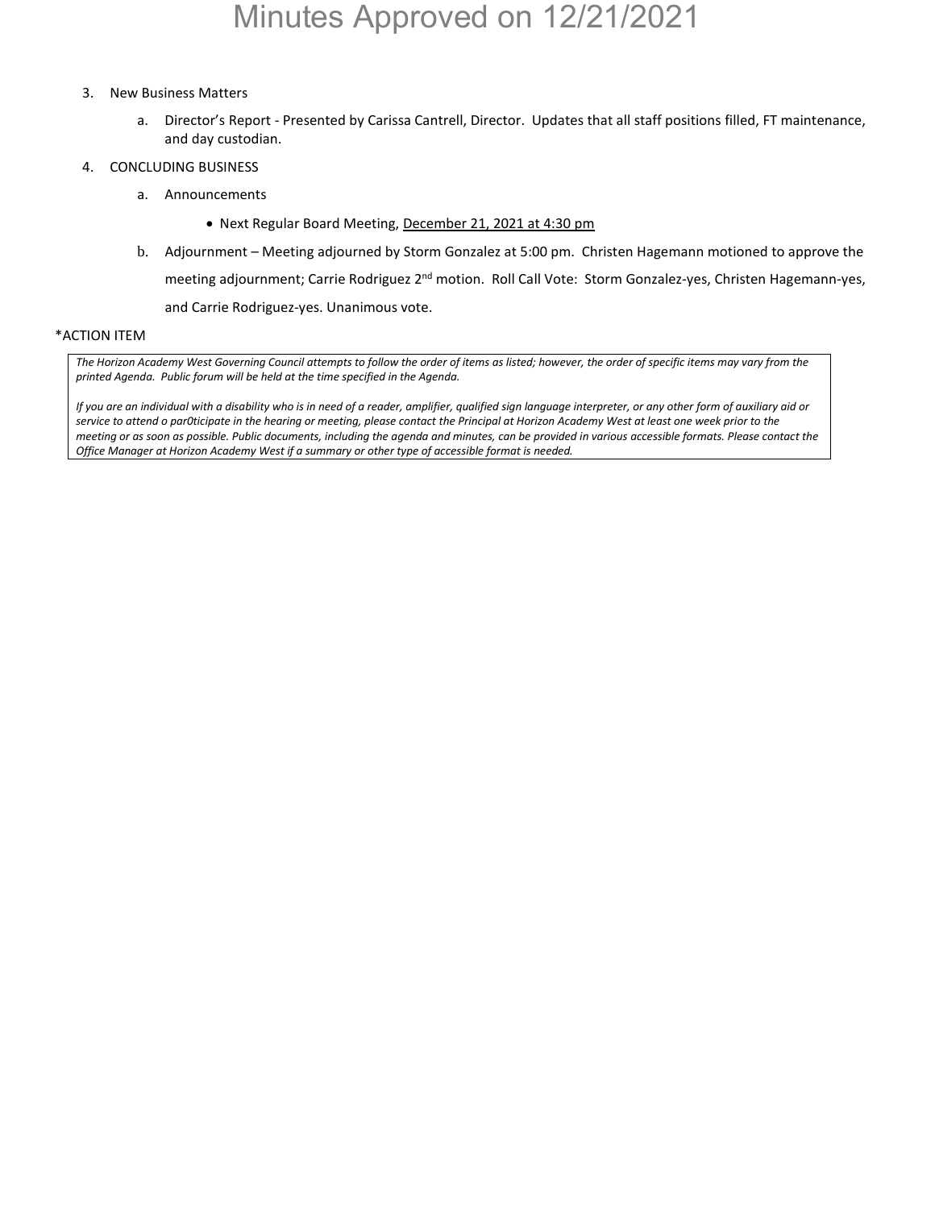# Minutes Approved on 12/21/2021

3. New Business Matters

   a. Director's Report - Presented by Carissa Cantrell, Director. Updates that all staff positions filled, FT maintenance, and day custodian.

4. CONCLUDING BUSINESS

   a. Announcements

      - Next Regular Board Meeting, December 21, 2021 at 4:30 pm

   b. Adjournment – Meeting adjourned by Storm Gonzalez at 5:00 pm. Christen Hagemann motioned to approve the meeting adjournment; Carrie Rodriguez 2nd motion. Roll Call Vote: Storm Gonzalez-yes, Christen Hagemann-yes, and Carrie Rodriguez-yes. Unanimous vote.

*ACTION ITEM

*The Horizon Academy West Governing Council attempts to follow the order of items as listed; however, the order of specific items may vary from the printed Agenda. Public forum will be held at the time specified in the Agenda.*

*If you are an individual with a disability who is in need of a reader, amplifier, qualified sign language interpreter, or any other form of auxiliary aid or service to attend o par0ticipate in the hearing or meeting, please contact the Principal at Horizon Academy West at least one week prior to the meeting or as soon as possible. Public documents, including the agenda and minutes, can be provided in various accessible formats. Please contact the Office Manager at Horizon Academy West if a summary or other type of accessible format is needed.*